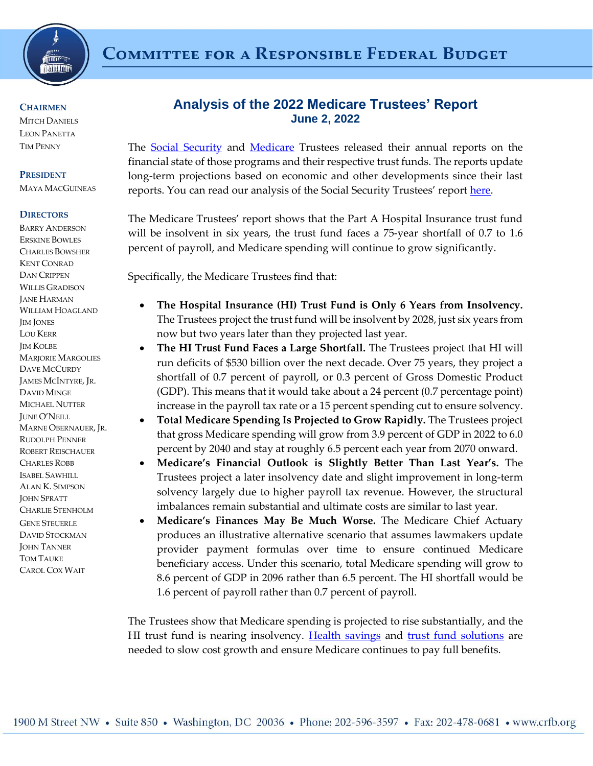# Committee for a Responsible Federal Budget

**CHAIRMEN**
Mitch Daniels
Leon Panetta
Tim Penny

**PRESIDENT**
Maya MacGuineas

**DIRECTORS**
Barry Anderson
Erskine Bowles
Charles Bowsher
Kent Conrad
Dan Crippen
Willis Gradison
Jane Harman
William Hoagland
Jim Jones
Lou Kerr
Jim Kolbe
Marjorie Margolies
Dave McCurdy
James McIntyre, Jr.
David Minge
Michael Nutter
June O'Neill
Marne Obernauer, Jr.
Rudolph Penner
Robert Reischauer
Charles Robb
Isabel Sawhill
Alan K. Simpson
John Spratt
Charlie Stenholm
Gene Steuerle
David Stockman
John Tanner
Tom Tauke
Carol Cox Wait

## Analysis of the 2022 Medicare Trustees' Report

### June 2, 2022

The Social Security and Medicare Trustees released their annual reports on the financial state of those programs and their respective trust funds. The reports update long-term projections based on economic and other developments since their last reports. You can read our analysis of the Social Security Trustees' report here.

The Medicare Trustees' report shows that the Part A Hospital Insurance trust fund will be insolvent in six years, the trust fund faces a 75-year shortfall of 0.7 to 1.6 percent of payroll, and Medicare spending will continue to grow significantly.

Specifically, the Medicare Trustees find that:

- **The Hospital Insurance (HI) Trust Fund is Only 6 Years from Insolvency.** The Trustees project the trust fund will be insolvent by 2028, just six years from now but two years later than they projected last year.
- **The HI Trust Fund Faces a Large Shortfall.** The Trustees project that HI will run deficits of $530 billion over the next decade. Over 75 years, they project a shortfall of 0.7 percent of payroll, or 0.3 percent of Gross Domestic Product (GDP). This means that it would take about a 24 percent (0.7 percentage point) increase in the payroll tax rate or a 15 percent spending cut to ensure solvency.
- **Total Medicare Spending Is Projected to Grow Rapidly.** The Trustees project that gross Medicare spending will grow from 3.9 percent of GDP in 2022 to 6.0 percent by 2040 and stay at roughly 6.5 percent each year from 2070 onward.
- **Medicare's Financial Outlook is Slightly Better Than Last Year's.** The Trustees project a later insolvency date and slight improvement in long-term solvency largely due to higher payroll tax revenue. However, the structural imbalances remain substantial and ultimate costs are similar to last year.
- **Medicare's Finances May Be Much Worse.** The Medicare Chief Actuary produces an illustrative alternative scenario that assumes lawmakers update provider payment formulas over time to ensure continued Medicare beneficiary access. Under this scenario, total Medicare spending will grow to 8.6 percent of GDP in 2096 rather than 6.5 percent. The HI shortfall would be 1.6 percent of payroll rather than 0.7 percent of payroll.

The Trustees show that Medicare spending is projected to rise substantially, and the HI trust fund is nearing insolvency. Health savings and trust fund solutions are needed to slow cost growth and ensure Medicare continues to pay full benefits.

1900 M Street NW • Suite 850 • Washington, DC 20036 • Phone: 202-596-3597 • Fax: 202-478-0681 • www.crfb.org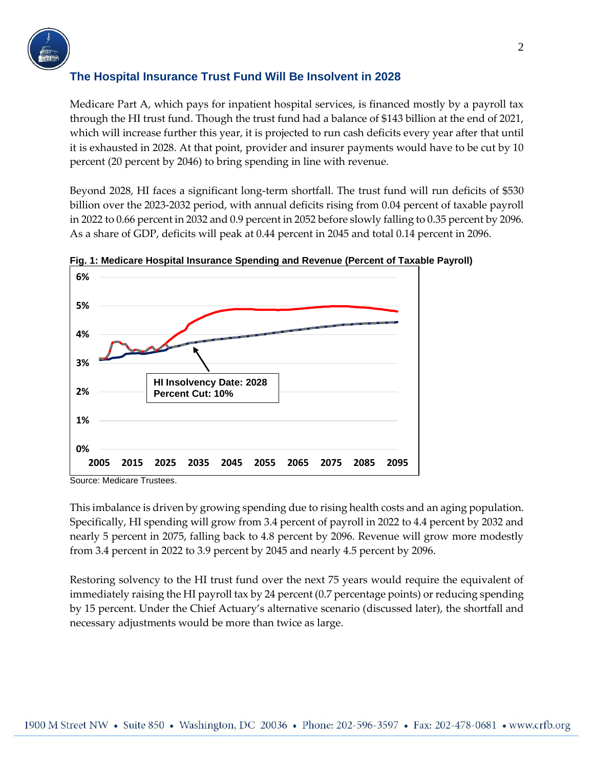## The Hospital Insurance Trust Fund Will Be Insolvent in 2028

Medicare Part A, which pays for inpatient hospital services, is financed mostly by a payroll tax through the HI trust fund. Though the trust fund had a balance of $143 billion at the end of 2021, which will increase further this year, it is projected to run cash deficits every year after that until it is exhausted in 2028. At that point, provider and insurer payments would have to be cut by 10 percent (20 percent by 2046) to bring spending in line with revenue.

Beyond 2028, HI faces a significant long-term shortfall. The trust fund will run deficits of $530 billion over the 2023-2032 period, with annual deficits rising from 0.04 percent of taxable payroll in 2022 to 0.66 percent in 2032 and 0.9 percent in 2052 before slowly falling to 0.35 percent by 2096. As a share of GDP, deficits will peak at 0.44 percent in 2045 and total 0.14 percent in 2096.

**Fig. 1: Medicare Hospital Insurance Spending and Revenue (Percent of Taxable Payroll)**

HI Insolvency Date: 2028
Percent Cut: 10%

Source: Medicare Trustees.

This imbalance is driven by growing spending due to rising health costs and an aging population. Specifically, HI spending will grow from 3.4 percent of payroll in 2022 to 4.4 percent by 2032 and nearly 5 percent in 2075, falling back to 4.8 percent by 2096. Revenue will grow more modestly from 3.4 percent in 2022 to 3.9 percent by 2045 and nearly 4.5 percent by 2096.

Restoring solvency to the HI trust fund over the next 75 years would require the equivalent of immediately raising the HI payroll tax by 24 percent (0.7 percentage points) or reducing spending by 15 percent. Under the Chief Actuary's alternative scenario (discussed later), the shortfall and necessary adjustments would be more than twice as large.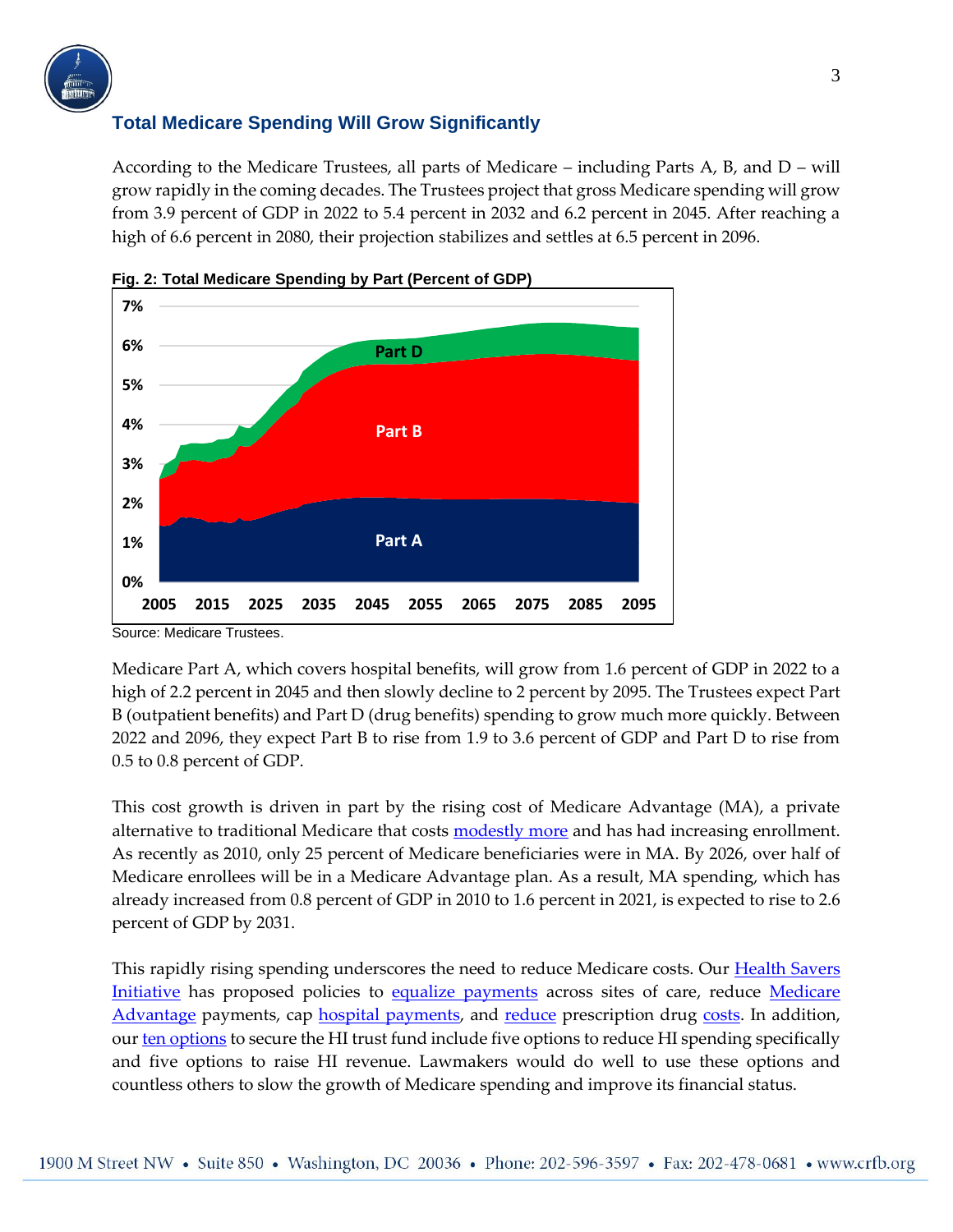## Total Medicare Spending Will Grow Significantly

According to the Medicare Trustees, all parts of Medicare – including Parts A, B, and D – will grow rapidly in the coming decades. The Trustees project that gross Medicare spending will grow from 3.9 percent of GDP in 2022 to 5.4 percent in 2032 and 6.2 percent in 2045. After reaching a high of 6.6 percent in 2080, their projection stabilizes and settles at 6.5 percent in 2096.

**Fig. 2: Total Medicare Spending by Part (Percent of GDP)**

Source: Medicare Trustees.

Medicare Part A, which covers hospital benefits, will grow from 1.6 percent of GDP in 2022 to a high of 2.2 percent in 2045 and then slowly decline to 2 percent by 2095. The Trustees expect Part B (outpatient benefits) and Part D (drug benefits) spending to grow much more quickly. Between 2022 and 2096, they expect Part B to rise from 1.9 to 3.6 percent of GDP and Part D to rise from 0.5 to 0.8 percent of GDP.

This cost growth is driven in part by the rising cost of Medicare Advantage (MA), a private alternative to traditional Medicare that costs modestly more and has had increasing enrollment. As recently as 2010, only 25 percent of Medicare beneficiaries were in MA. By 2026, over half of Medicare enrollees will be in a Medicare Advantage plan. As a result, MA spending, which has already increased from 0.8 percent of GDP in 2010 to 1.6 percent in 2021, is expected to rise to 2.6 percent of GDP by 2031.

This rapidly rising spending underscores the need to reduce Medicare costs. Our Health Savers Initiative has proposed policies to equalize payments across sites of care, reduce Medicare Advantage payments, cap hospital payments, and reduce prescription drug costs. In addition, our ten options to secure the HI trust fund include five options to reduce HI spending specifically and five options to raise HI revenue. Lawmakers would do well to use these options and countless others to slow the growth of Medicare spending and improve its financial status.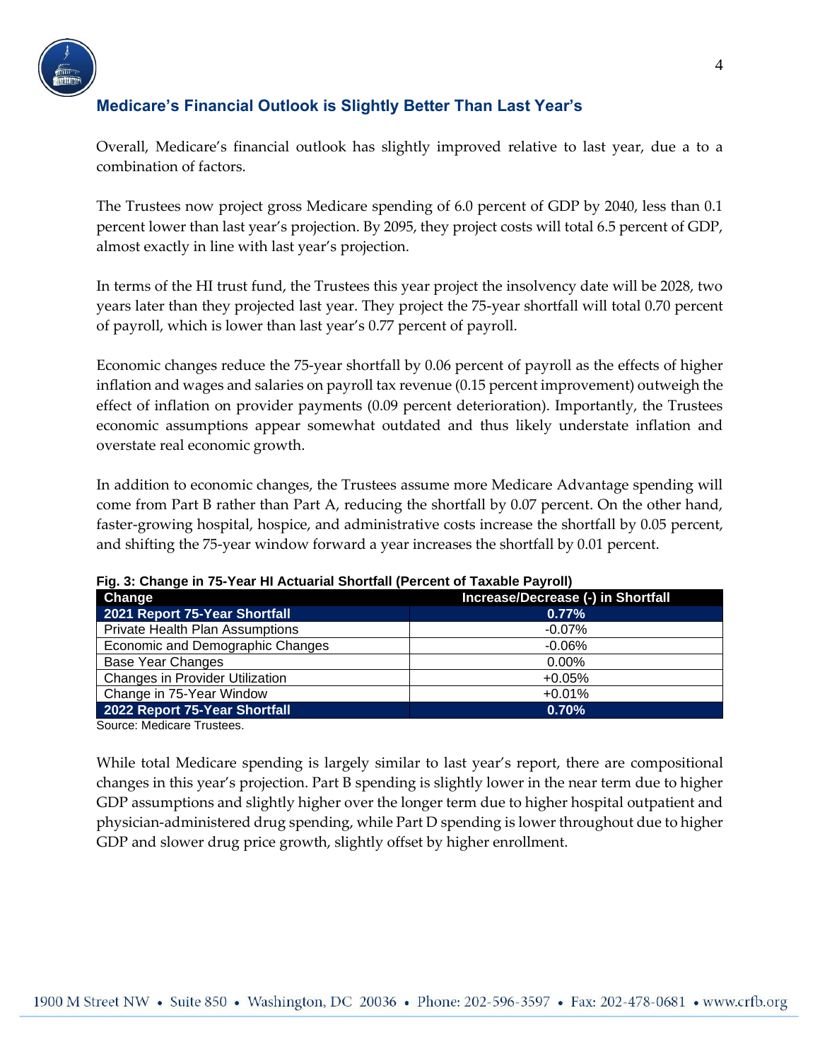## Medicare's Financial Outlook is Slightly Better Than Last Year's

Overall, Medicare's financial outlook has slightly improved relative to last year, due a to a combination of factors.

The Trustees now project gross Medicare spending of 6.0 percent of GDP by 2040, less than 0.1 percent lower than last year's projection. By 2095, they project costs will total 6.5 percent of GDP, almost exactly in line with last year's projection.

In terms of the HI trust fund, the Trustees this year project the insolvency date will be 2028, two years later than they projected last year. They project the 75-year shortfall will total 0.70 percent of payroll, which is lower than last year's 0.77 percent of payroll.

Economic changes reduce the 75-year shortfall by 0.06 percent of payroll as the effects of higher inflation and wages and salaries on payroll tax revenue (0.15 percent improvement) outweigh the effect of inflation on provider payments (0.09 percent deterioration). Importantly, the Trustees economic assumptions appear somewhat outdated and thus likely understate inflation and overstate real economic growth.

In addition to economic changes, the Trustees assume more Medicare Advantage spending will come from Part B rather than Part A, reducing the shortfall by 0.07 percent. On the other hand, faster-growing hospital, hospice, and administrative costs increase the shortfall by 0.05 percent, and shifting the 75-year window forward a year increases the shortfall by 0.01 percent.

**Fig. 3: Change in 75-Year HI Actuarial Shortfall (Percent of Taxable Payroll)**

| Change | Increase/Decrease (-) in Shortfall |
|---|---|
| **2021 Report 75-Year Shortfall** | **0.77%** |
| Private Health Plan Assumptions | -0.07% |
| Economic and Demographic Changes | -0.06% |
| Base Year Changes | 0.00% |
| Changes in Provider Utilization | +0.05% |
| Change in 75-Year Window | +0.01% |
| **2022 Report 75-Year Shortfall** | **0.70%** |

Source: Medicare Trustees.

While total Medicare spending is largely similar to last year's report, there are compositional changes in this year's projection. Part B spending is slightly lower in the near term due to higher GDP assumptions and slightly higher over the longer term due to higher hospital outpatient and physician-administered drug spending, while Part D spending is lower throughout due to higher GDP and slower drug price growth, slightly offset by higher enrollment.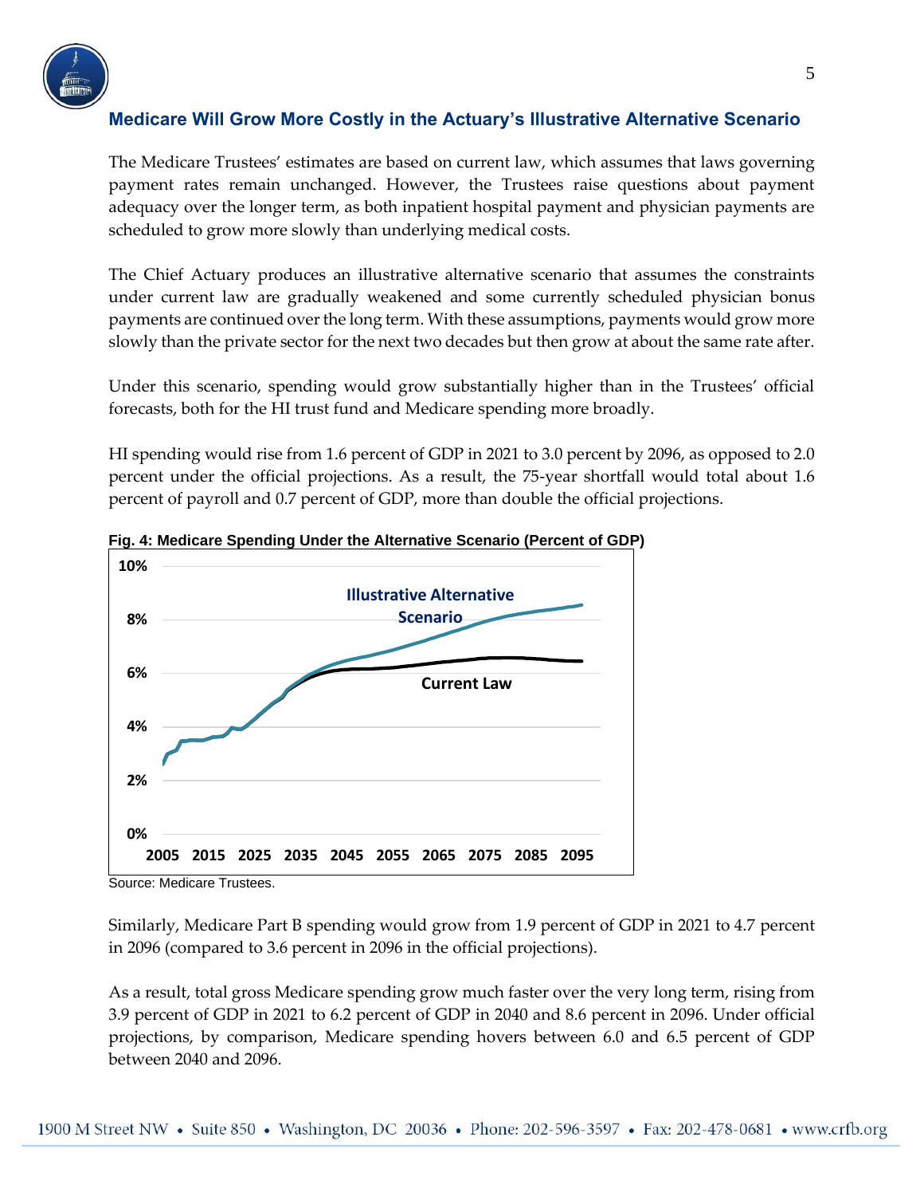## Medicare Will Grow More Costly in the Actuary's Illustrative Alternative Scenario

The Medicare Trustees' estimates are based on current law, which assumes that laws governing payment rates remain unchanged. However, the Trustees raise questions about payment adequacy over the longer term, as both inpatient hospital payment and physician payments are scheduled to grow more slowly than underlying medical costs.

The Chief Actuary produces an illustrative alternative scenario that assumes the constraints under current law are gradually weakened and some currently scheduled physician bonus payments are continued over the long term. With these assumptions, payments would grow more slowly than the private sector for the next two decades but then grow at about the same rate after.

Under this scenario, spending would grow substantially higher than in the Trustees' official forecasts, both for the HI trust fund and Medicare spending more broadly.

HI spending would rise from 1.6 percent of GDP in 2021 to 3.0 percent by 2096, as opposed to 2.0 percent under the official projections. As a result, the 75-year shortfall would total about 1.6 percent of payroll and 0.7 percent of GDP, more than double the official projections.

**Fig. 4: Medicare Spending Under the Alternative Scenario (Percent of GDP)**

Source: Medicare Trustees.

Similarly, Medicare Part B spending would grow from 1.9 percent of GDP in 2021 to 4.7 percent in 2096 (compared to 3.6 percent in 2096 in the official projections).

As a result, total gross Medicare spending grow much faster over the very long term, rising from 3.9 percent of GDP in 2021 to 6.2 percent of GDP in 2040 and 8.6 percent in 2096. Under official projections, by comparison, Medicare spending hovers between 6.0 and 6.5 percent of GDP between 2040 and 2096.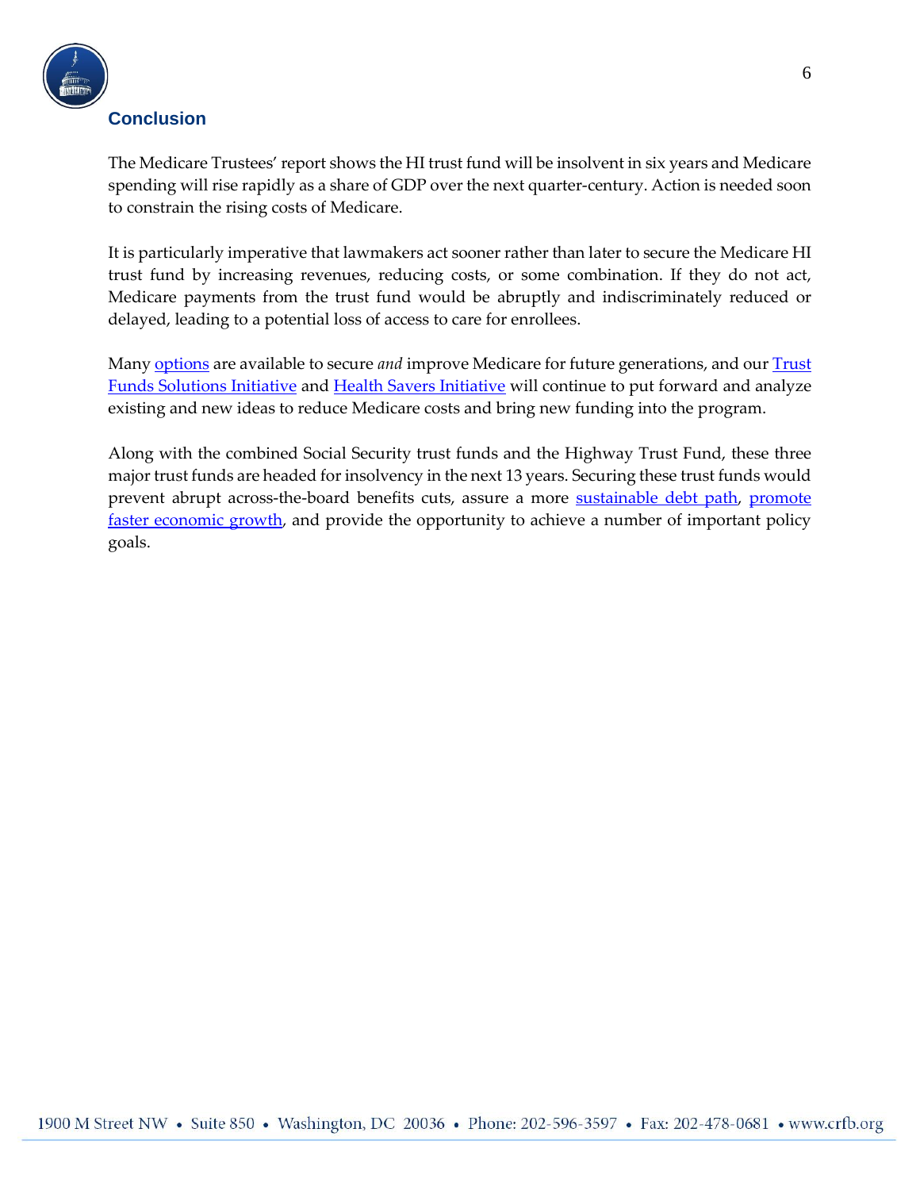## Conclusion

The Medicare Trustees' report shows the HI trust fund will be insolvent in six years and Medicare spending will rise rapidly as a share of GDP over the next quarter-century. Action is needed soon to constrain the rising costs of Medicare.

It is particularly imperative that lawmakers act sooner rather than later to secure the Medicare HI trust fund by increasing revenues, reducing costs, or some combination. If they do not act, Medicare payments from the trust fund would be abruptly and indiscriminately reduced or delayed, leading to a potential loss of access to care for enrollees.

Many options are available to secure *and* improve Medicare for future generations, and our Trust Funds Solutions Initiative and Health Savers Initiative will continue to put forward and analyze existing and new ideas to reduce Medicare costs and bring new funding into the program.

Along with the combined Social Security trust funds and the Highway Trust Fund, these three major trust funds are headed for insolvency in the next 13 years. Securing these trust funds would prevent abrupt across-the-board benefits cuts, assure a more sustainable debt path, promote faster economic growth, and provide the opportunity to achieve a number of important policy goals.